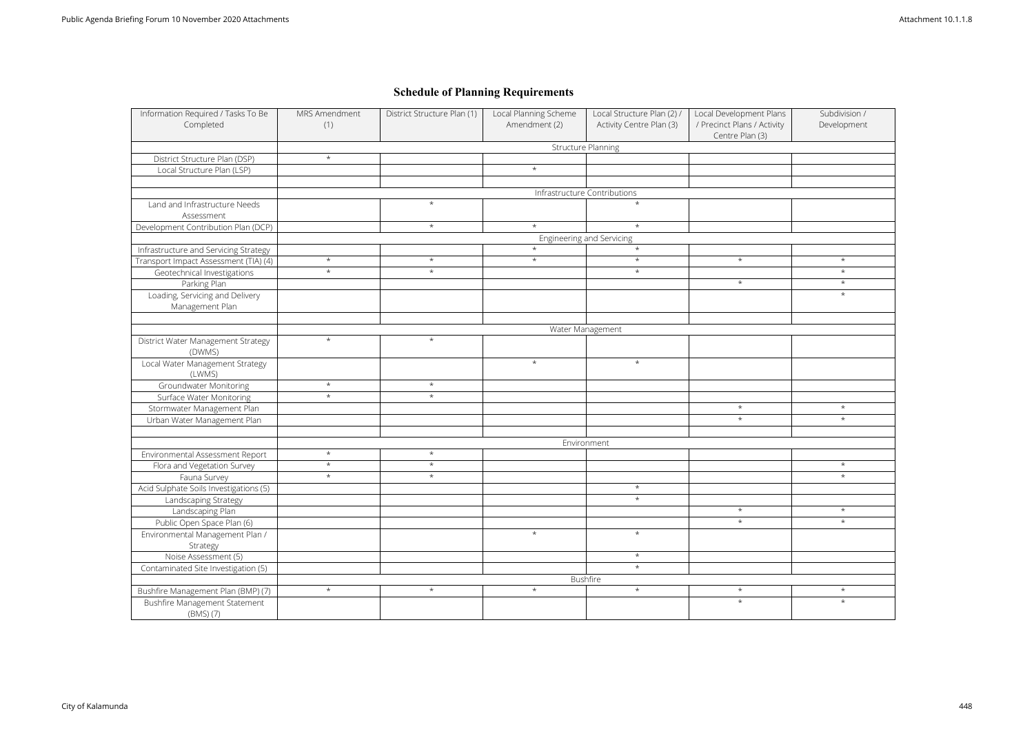## Schedule of Planning Requirements

| Information Required / Tasks To Be Completed | MRS Amendment (1) | District Structure Plan (1) | Local Planning Scheme Amendment (2) | Local Structure Plan (2) / Activity Centre Plan (3) | Local Development Plans / Precinct Plans / Activity Centre Plan (3) | Subdivision / Development |
|---|---|---|---|---|---|---|
| | Structure Planning | | | | | |
| District Structure Plan (DSP) | * | | | | | |
| Local Structure Plan (LSP) | | | * | | | |
| | | | | | | |
| | Infrastructure Contributions | | | | | |
| Land and Infrastructure Needs Assessment | | * | | * | | |
| Development Contribution Plan (DCP) | | * | * | * | | |
| | Engineering and Servicing | | | | | |
| Infrastructure and Servicing Strategy | | | * | * | | |
| Transport Impact Assessment (TIA) (4) | * | * | * | * | * | * |
| Geotechnical Investigations | * | * | | * | | * |
| Parking Plan | | | | | * | * |
| Loading, Servicing and Delivery Management Plan | | | | | | * |
| | | | | | | |
| | Water Management | | | | | |
| District Water Management Strategy (DWMS) | * | * | | | | |
| Local Water Management Strategy (LWMS) | | | * | * | | |
| Groundwater Monitoring | * | * | | | | |
| Surface Water Monitoring | * | * | | | | |
| Stormwater Management Plan | | | | | * | * |
| Urban Water Management Plan | | | | | * | * |
| | | | | | | |
| | Environment | | | | | |
| Environmental Assessment Report | * | * | | | | |
| Flora and Vegetation Survey | * | * | | | | * |
| Fauna Survey | * | * | | | | * |
| Acid Sulphate Soils Investigations (5) | | | | * | | |
| Landscaping Strategy | | | | * | | |
| Landscaping Plan | | | | | * | * |
| Public Open Space Plan (6) | | | | | * | * |
| Environmental Management Plan / Strategy | | | * | * | | |
| Noise Assessment (5) | | | | * | | |
| Contaminated Site Investigation (5) | | | | * | | |
| | Bushfire | | | | | |
| Bushfire Management Plan (BMP) (7) | * | * | * | * | * | * |
| Bushfire Management Statement (BMS) (7) | | | | | * | * |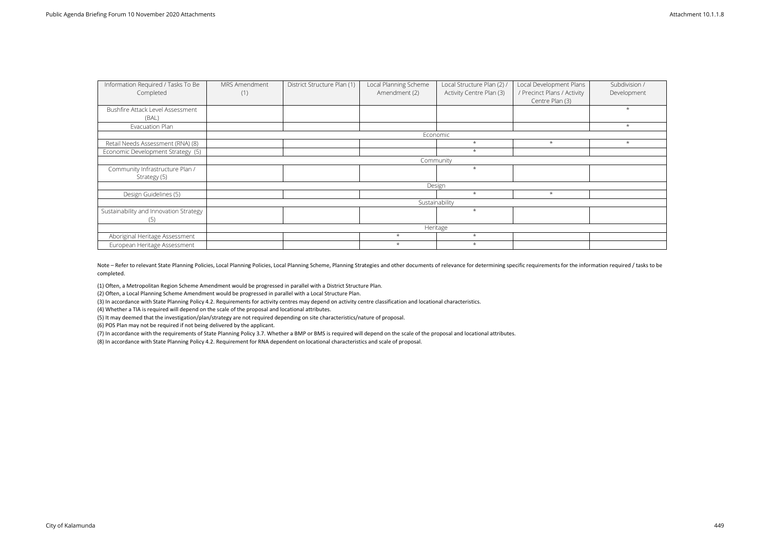| Information Required / Tasks To Be Completed | MRS Amendment (1) | District Structure Plan (1) | Local Planning Scheme Amendment (2) | Local Structure Plan (2) / Activity Centre Plan (3) | Local Development Plans / Precinct Plans / Activity Centre Plan (3) | Subdivision / Development |
|---|---|---|---|---|---|---|
| Bushfire Attack Level Assessment (BAL) | | | | | | * |
| Evacuation Plan | | | | | | * |
| | Economic | | | | | |
| Retail Needs Assessment (RNA) (8) | | | | * | * | * |
| Economic Development Strategy (5) | | | | * | | |
| | Community | | | | | |
| Community Infrastructure Plan / Strategy (5) | | | | * | | |
| | Design | | | | | |
| Design Guidelines (5) | | | | * | * | |
| | Sustainability | | | | | |
| Sustainability and Innovation Strategy (5) | | | | * | | |
| | Heritage | | | | | |
| Aboriginal Heritage Assessment | | | * | * | | |
| European Heritage Assessment | | | * | * | | |

Note – Refer to relevant State Planning Policies, Local Planning Policies, Local Planning Scheme, Planning Strategies and other documents of relevance for determining specific requirements for the information required / tasks to be completed.

(1) Often, a Metropolitan Region Scheme Amendment would be progressed in parallel with a District Structure Plan.

(2) Often, a Local Planning Scheme Amendment would be progressed in parallel with a Local Structure Plan.

(3) In accordance with State Planning Policy 4.2. Requirements for activity centres may depend on activity centre classification and locational characteristics.

(4) Whether a TIA is required will depend on the scale of the proposal and locational attributes.

(5) It may deemed that the investigation/plan/strategy are not required depending on site characteristics/nature of proposal.

(6) POS Plan may not be required if not being delivered by the applicant.

(7) In accordance with the requirements of State Planning Policy 3.7. Whether a BMP or BMS is required will depend on the scale of the proposal and locational attributes.

(8) In accordance with State Planning Policy 4.2. Requirement for RNA dependent on locational characteristics and scale of proposal.